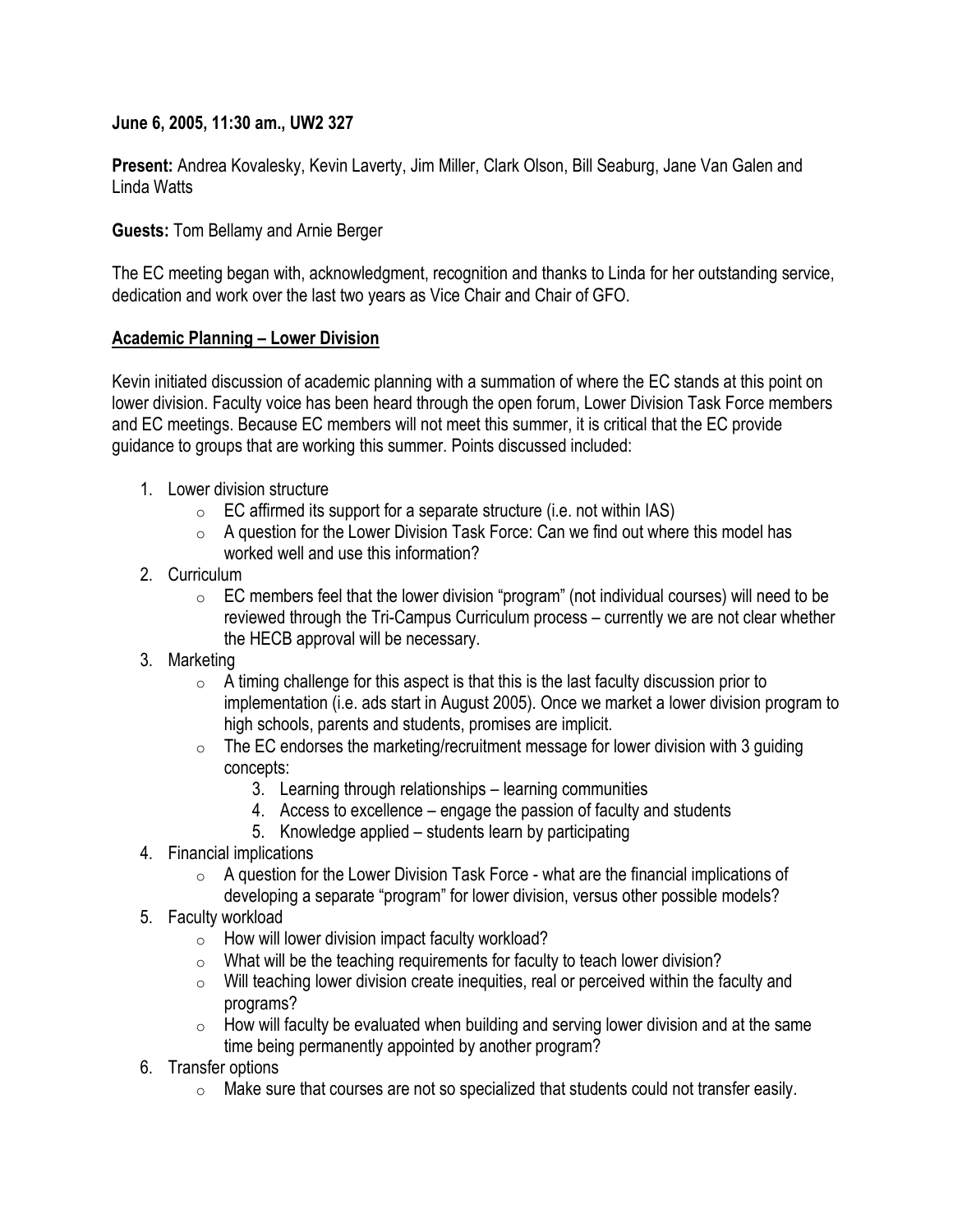**June 6, 2005, 11:30 am., UW2 327**

**Present:** Andrea Kovalesky, Kevin Laverty, Jim Miller, Clark Olson, Bill Seaburg, Jane Van Galen and Linda Watts

**Guests:** Tom Bellamy and Arnie Berger

The EC meeting began with, acknowledgment, recognition and thanks to Linda for her outstanding service, dedication and work over the last two years as Vice Chair and Chair of GFO.

**<u>Academic Planning – Lower Division</u>**

Kevin initiated discussion of academic planning with a summation of where the EC stands at this point on lower division. Faculty voice has been heard through the open forum, Lower Division Task Force members and EC meetings. Because EC members will not meet this summer, it is critical that the EC provide guidance to groups that are working this summer. Points discussed included:

1. Lower division structure
   - EC affirmed its support for a separate structure (i.e. not within IAS)
   - A question for the Lower Division Task Force: Can we find out where this model has worked well and use this information?
2. Curriculum
   - EC members feel that the lower division "program" (not individual courses) will need to be reviewed through the Tri-Campus Curriculum process – currently we are not clear whether the HECB approval will be necessary.
3. Marketing
   - A timing challenge for this aspect is that this is the last faculty discussion prior to implementation (i.e. ads start in August 2005). Once we market a lower division program to high schools, parents and students, promises are implicit.
   - The EC endorses the marketing/recruitment message for lower division with 3 guiding concepts:
      3. Learning through relationships – learning communities
      4. Access to excellence – engage the passion of faculty and students
      5. Knowledge applied – students learn by participating
4. Financial implications
   - A question for the Lower Division Task Force - what are the financial implications of developing a separate "program" for lower division, versus other possible models?
5. Faculty workload
   - How will lower division impact faculty workload?
   - What will be the teaching requirements for faculty to teach lower division?
   - Will teaching lower division create inequities, real or perceived within the faculty and programs?
   - How will faculty be evaluated when building and serving lower division and at the same time being permanently appointed by another program?
6. Transfer options
   - Make sure that courses are not so specialized that students could not transfer easily.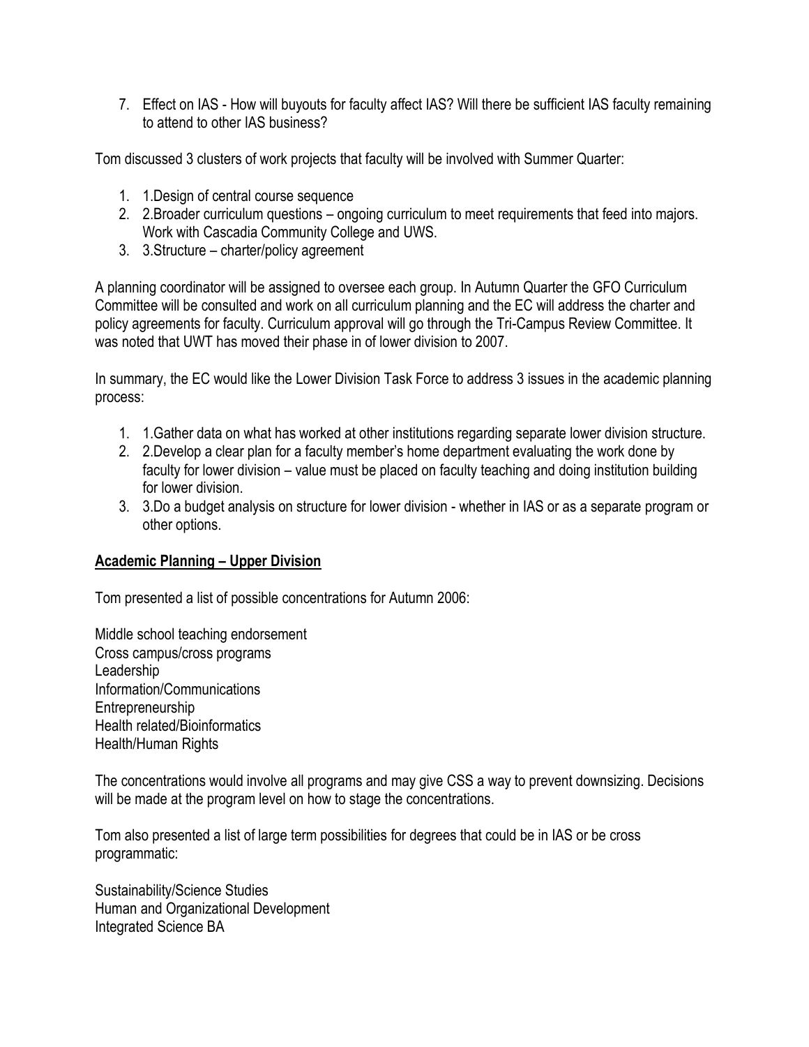7. Effect on IAS - How will buyouts for faculty affect IAS? Will there be sufficient IAS faculty remaining to attend to other IAS business?

Tom discussed 3 clusters of work projects that faculty will be involved with Summer Quarter:

1. 1.Design of central course sequence
2. 2.Broader curriculum questions – ongoing curriculum to meet requirements that feed into majors. Work with Cascadia Community College and UWS.
3. 3.Structure – charter/policy agreement

A planning coordinator will be assigned to oversee each group. In Autumn Quarter the GFO Curriculum Committee will be consulted and work on all curriculum planning and the EC will address the charter and policy agreements for faculty. Curriculum approval will go through the Tri-Campus Review Committee. It was noted that UWT has moved their phase in of lower division to 2007.

In summary, the EC would like the Lower Division Task Force to address 3 issues in the academic planning process:

1. 1.Gather data on what has worked at other institutions regarding separate lower division structure.
2. 2.Develop a clear plan for a faculty member's home department evaluating the work done by faculty for lower division – value must be placed on faculty teaching and doing institution building for lower division.
3. 3.Do a budget analysis on structure for lower division - whether in IAS or as a separate program or other options.

**<u>Academic Planning – Upper Division</u>**

Tom presented a list of possible concentrations for Autumn 2006:

Middle school teaching endorsement
Cross campus/cross programs
Leadership
Information/Communications
Entrepreneurship
Health related/Bioinformatics
Health/Human Rights

The concentrations would involve all programs and may give CSS a way to prevent downsizing. Decisions will be made at the program level on how to stage the concentrations.

Tom also presented a list of large term possibilities for degrees that could be in IAS or be cross programmatic:

Sustainability/Science Studies
Human and Organizational Development
Integrated Science BA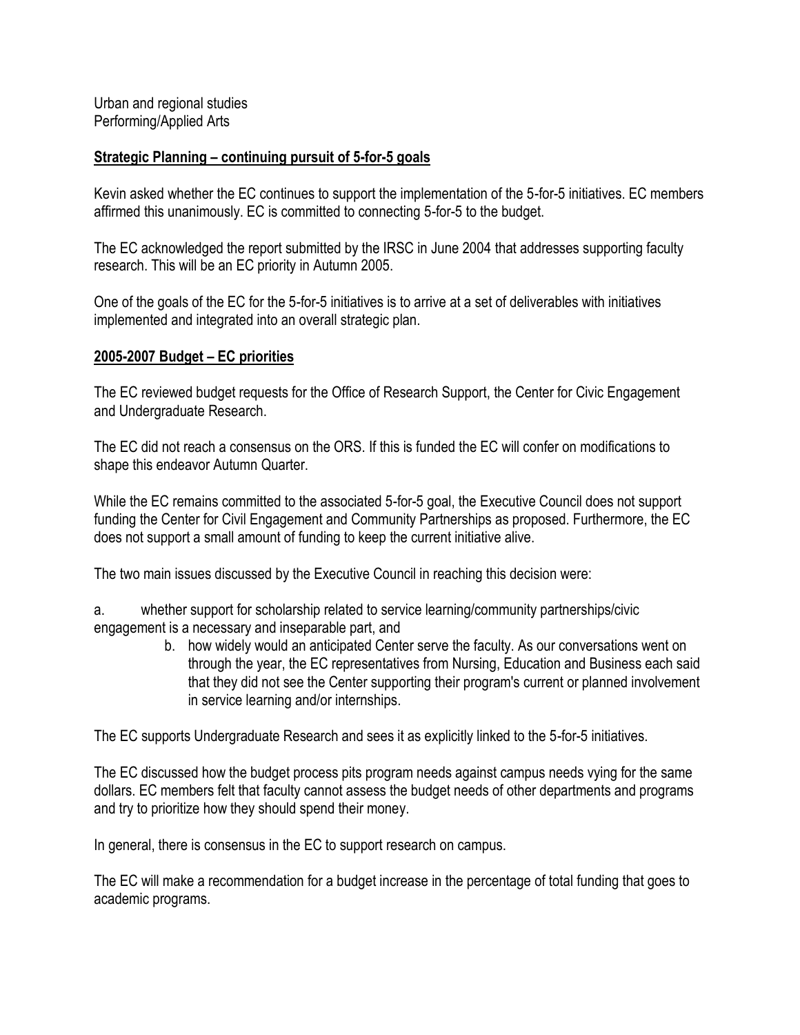Urban and regional studies
Performing/Applied Arts

## Strategic Planning – continuing pursuit of 5-for-5 goals

Kevin asked whether the EC continues to support the implementation of the 5-for-5 initiatives. EC members affirmed this unanimously. EC is committed to connecting 5-for-5 to the budget.

The EC acknowledged the report submitted by the IRSC in June 2004 that addresses supporting faculty research. This will be an EC priority in Autumn 2005.

One of the goals of the EC for the 5-for-5 initiatives is to arrive at a set of deliverables with initiatives implemented and integrated into an overall strategic plan.

## 2005-2007 Budget – EC priorities

The EC reviewed budget requests for the Office of Research Support, the Center for Civic Engagement and Undergraduate Research.

The EC did not reach a consensus on the ORS. If this is funded the EC will confer on modifications to shape this endeavor Autumn Quarter.

While the EC remains committed to the associated 5-for-5 goal, the Executive Council does not support funding the Center for Civil Engagement and Community Partnerships as proposed. Furthermore, the EC does not support a small amount of funding to keep the current initiative alive.

The two main issues discussed by the Executive Council in reaching this decision were:

a. whether support for scholarship related to service learning/community partnerships/civic engagement is a necessary and inseparable part, and

b. how widely would an anticipated Center serve the faculty. As our conversations went on through the year, the EC representatives from Nursing, Education and Business each said that they did not see the Center supporting their program's current or planned involvement in service learning and/or internships.

The EC supports Undergraduate Research and sees it as explicitly linked to the 5-for-5 initiatives.

The EC discussed how the budget process pits program needs against campus needs vying for the same dollars. EC members felt that faculty cannot assess the budget needs of other departments and programs and try to prioritize how they should spend their money.

In general, there is consensus in the EC to support research on campus.

The EC will make a recommendation for a budget increase in the percentage of total funding that goes to academic programs.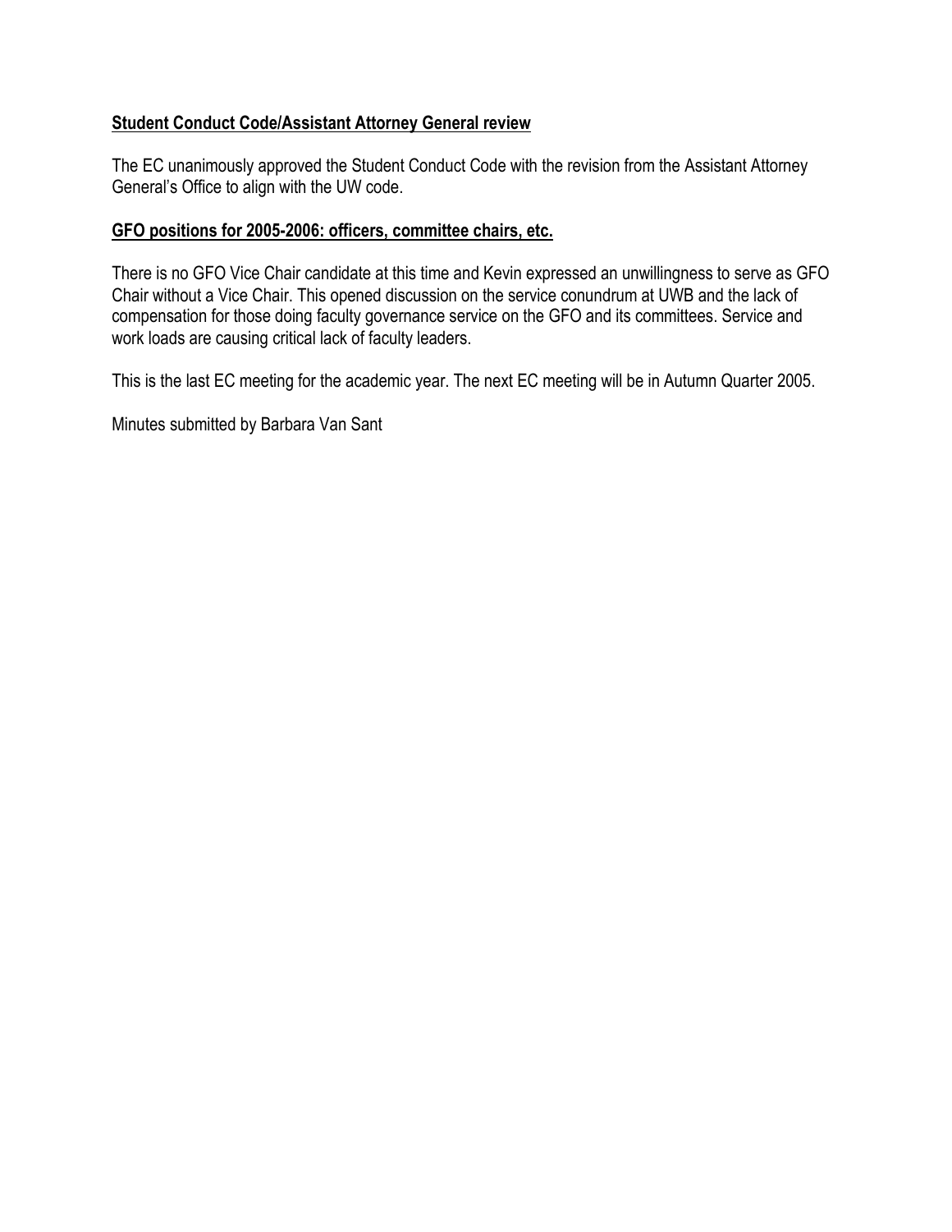**Student Conduct Code/Assistant Attorney General review**

The EC unanimously approved the Student Conduct Code with the revision from the Assistant Attorney General's Office to align with the UW code.

**GFO positions for 2005-2006: officers, committee chairs, etc.**

There is no GFO Vice Chair candidate at this time and Kevin expressed an unwillingness to serve as GFO Chair without a Vice Chair. This opened discussion on the service conundrum at UWB and the lack of compensation for those doing faculty governance service on the GFO and its committees. Service and work loads are causing critical lack of faculty leaders.

This is the last EC meeting for the academic year. The next EC meeting will be in Autumn Quarter 2005.

Minutes submitted by Barbara Van Sant